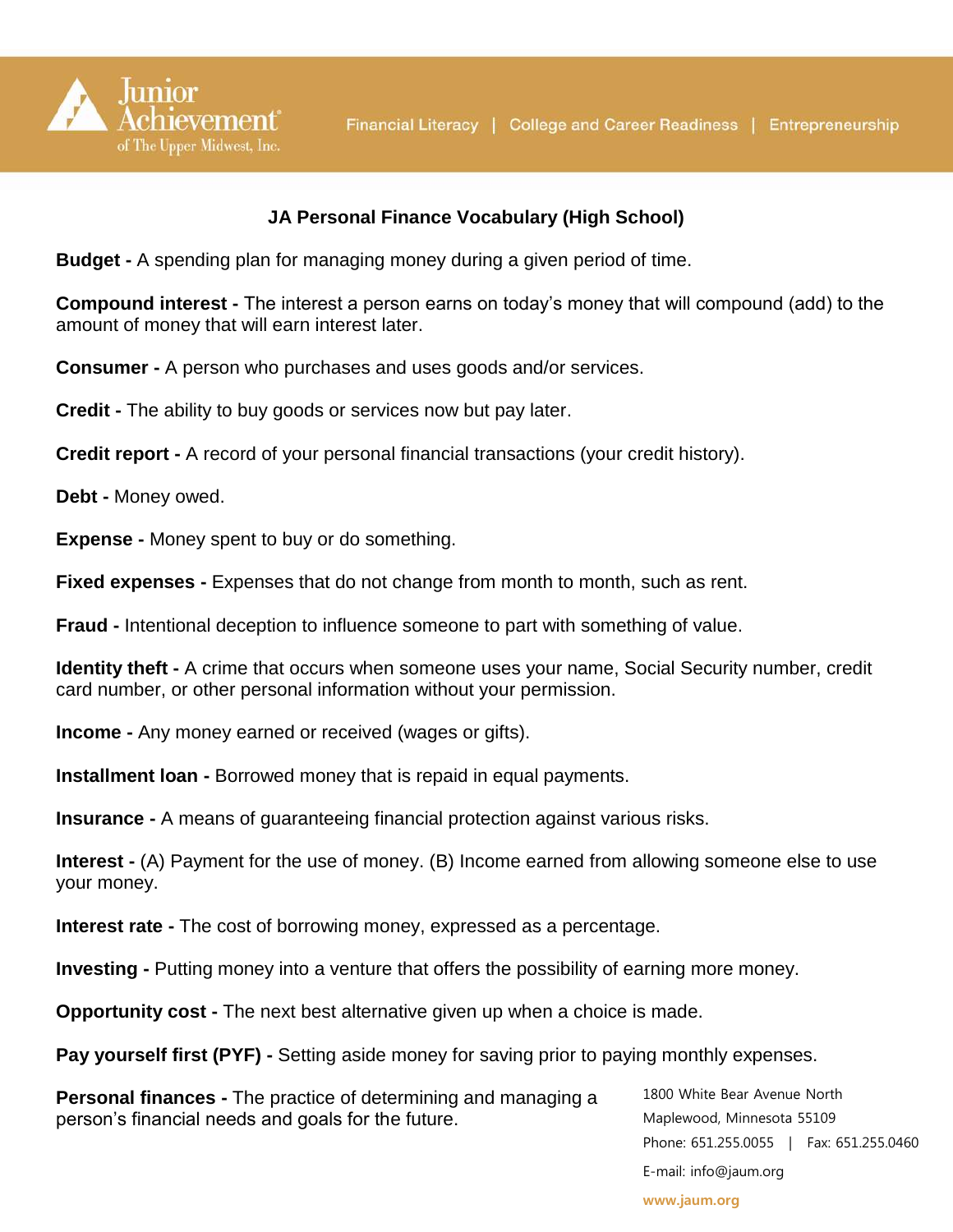Junior Achievement of The Upper Midwest, Inc.

Financial Literacy | College and Career Readiness | Entrepreneurship

## JA Personal Finance Vocabulary (High School)

**Budget -** A spending plan for managing money during a given period of time.

**Compound interest -** The interest a person earns on today's money that will compound (add) to the amount of money that will earn interest later.

**Consumer -** A person who purchases and uses goods and/or services.

**Credit -** The ability to buy goods or services now but pay later.

**Credit report -** A record of your personal financial transactions (your credit history).

**Debt -** Money owed.

**Expense -** Money spent to buy or do something.

**Fixed expenses -** Expenses that do not change from month to month, such as rent.

**Fraud -** Intentional deception to influence someone to part with something of value.

**Identity theft -** A crime that occurs when someone uses your name, Social Security number, credit card number, or other personal information without your permission.

**Income -** Any money earned or received (wages or gifts).

**Installment loan -** Borrowed money that is repaid in equal payments.

**Insurance -** A means of guaranteeing financial protection against various risks.

**Interest -** (A) Payment for the use of money. (B) Income earned from allowing someone else to use your money.

**Interest rate -** The cost of borrowing money, expressed as a percentage.

**Investing -** Putting money into a venture that offers the possibility of earning more money.

**Opportunity cost -** The next best alternative given up when a choice is made.

**Pay yourself first (PYF) -** Setting aside money for saving prior to paying monthly expenses.

**Personal finances -** The practice of determining and managing a person's financial needs and goals for the future.

1800 White Bear Avenue North
Maplewood, Minnesota 55109
Phone: 651.255.0055 | Fax: 651.255.0460
E-mail: info@jaum.org
www.jaum.org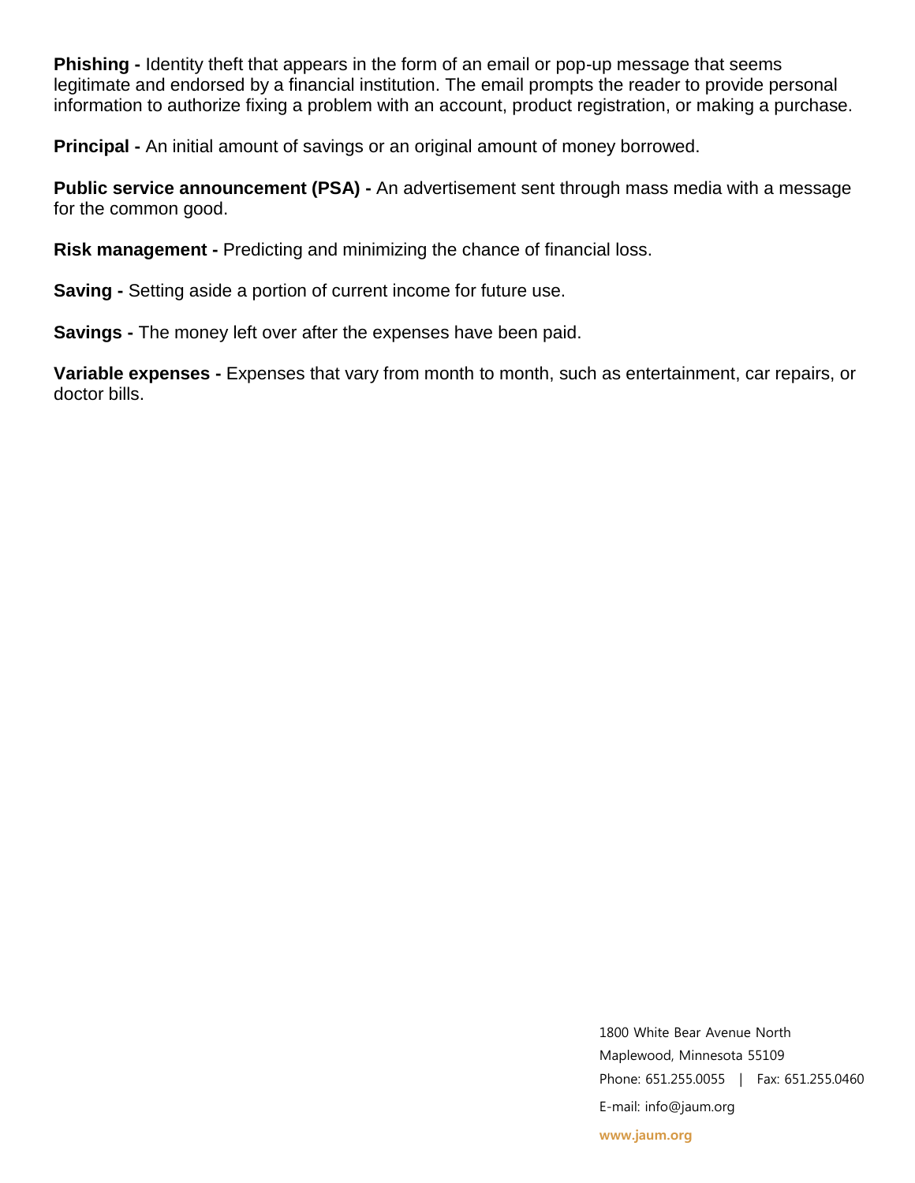**Phishing -** Identity theft that appears in the form of an email or pop-up message that seems legitimate and endorsed by a financial institution. The email prompts the reader to provide personal information to authorize fixing a problem with an account, product registration, or making a purchase.

**Principal -** An initial amount of savings or an original amount of money borrowed.

**Public service announcement (PSA) -** An advertisement sent through mass media with a message for the common good.

**Risk management -** Predicting and minimizing the chance of financial loss.

**Saving -** Setting aside a portion of current income for future use.

**Savings -** The money left over after the expenses have been paid.

**Variable expenses -** Expenses that vary from month to month, such as entertainment, car repairs, or doctor bills.

1800 White Bear Avenue North
Maplewood, Minnesota 55109
Phone: 651.255.0055 | Fax: 651.255.0460
E-mail: info@jaum.org
www.jaum.org